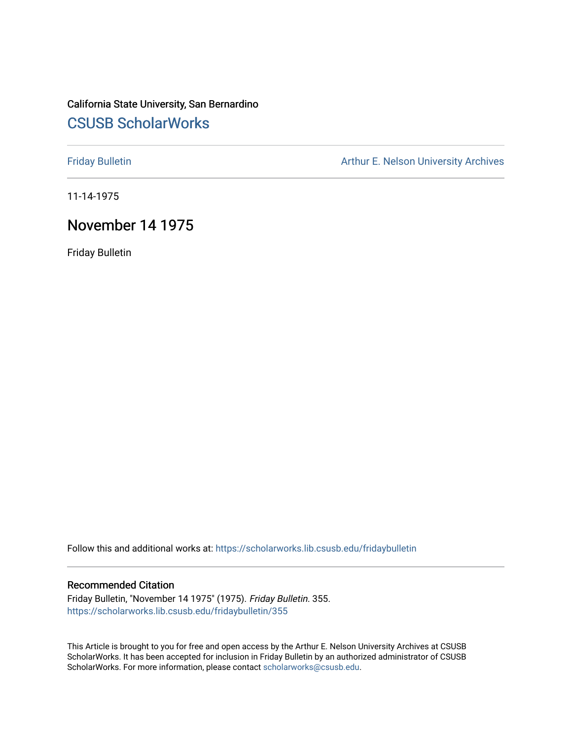California State University, San Bernardino

# CSUSB ScholarWorks

Friday Bulletin

Arthur E. Nelson University Archives

11-14-1975

## November 14 1975

Friday Bulletin

Follow this and additional works at: https://scholarworks.lib.csusb.edu/fridaybulletin

### Recommended Citation

Friday Bulletin, "November 14 1975" (1975). *Friday Bulletin*. 355.
https://scholarworks.lib.csusb.edu/fridaybulletin/355

This Article is brought to you for free and open access by the Arthur E. Nelson University Archives at CSUSB ScholarWorks. It has been accepted for inclusion in Friday Bulletin by an authorized administrator of CSUSB ScholarWorks. For more information, please contact scholarworks@csusb.edu.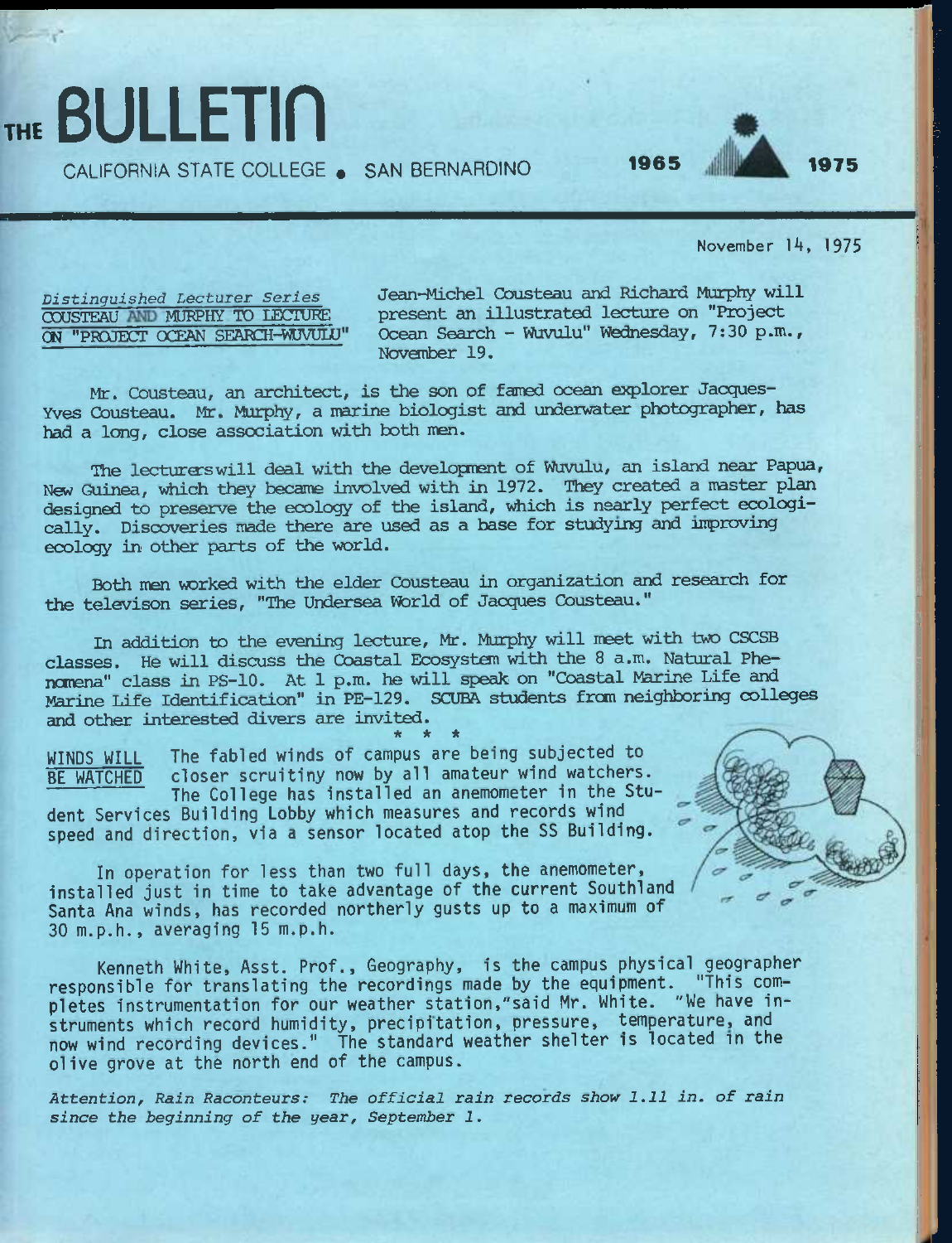# THE BULLETIN

CALIFORNIA STATE COLLEGE • SAN BERNARDINO — 1965 1975

November 14, 1975

*Distinguished Lecturer Series*
COUSTEAU AND MURPHY TO LECTURE ON "PROJECT OCEAN SEARCH-WUVULU"

Jean-Michel Cousteau and Richard Murphy will present an illustrated lecture on "Project Ocean Search - Wuvulu" Wednesday, 7:30 p.m., November 19.

Mr. Cousteau, an architect, is the son of famed ocean explorer Jacques-Yves Cousteau. Mr. Murphy, a marine biologist and underwater photographer, has had a long, close association with both men.

The lecturers will deal with the development of Wuvulu, an island near Papua, New Guinea, which they became involved with in 1972. They created a master plan designed to preserve the ecology of the island, which is nearly perfect ecologically. Discoveries made there are used as a base for studying and improving ecology in other parts of the world.

Both men worked with the elder Cousteau in organization and research for the televison series, "The Undersea World of Jacques Cousteau."

In addition to the evening lecture, Mr. Murphy will meet with two CSCSB classes. He will discuss the Coastal Ecosystem with the 8 a.m. Natural Phenomena" class in PS-10. At 1 p.m. he will speak on "Coastal Marine Life and Marine Life Identification" in PE-129. SCUBA students from neighboring colleges and other interested divers are invited.

\* \* \*

WINDS WILL BE WATCHED

The fabled winds of campus are being subjected to closer scrutiny now by all amateur wind watchers. The College has installed an anemometer in the Student Services Building Lobby which measures and records wind speed and direction, via a sensor located atop the SS Building.

In operation for less than two full days, the anemometer, installed just in time to take advantage of the current Southland Santa Ana winds, has recorded northerly gusts up to a maximum of 30 m.p.h., averaging 15 m.p.h.

Kenneth White, Asst. Prof., Geography, is the campus physical geographer responsible for translating the recordings made by the equipment. "This completes instrumentation for our weather station," said Mr. White. "We have instruments which record humidity, precipitation, pressure, temperature, and now wind recording devices." The standard weather shelter is located in the olive grove at the north end of the campus.

*Attention, Rain Raconteurs: The official rain records show 1.11 in. of rain since the beginning of the year, September 1.*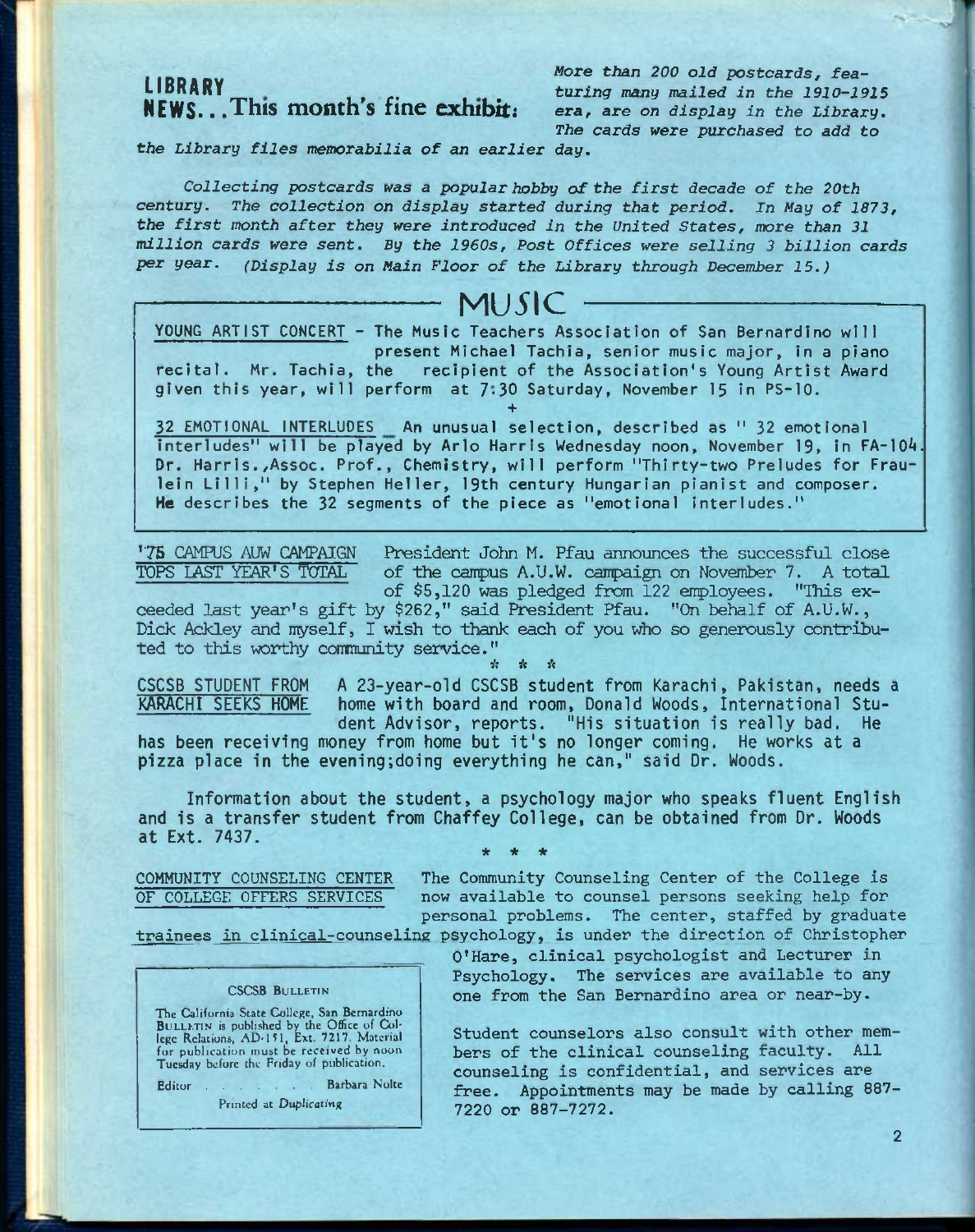## LIBRARY NEWS...This month's fine exhibit:

*More than 200 old postcards, featuring many mailed in the 1910-1915 era, are on display in the Library. The cards were purchased to add to the Library files memorabilia of an earlier day.*

*Collecting postcards was a popular hobby of the first decade of the 20th century. The collection on display started during that period. In May of 1873, the first month after they were introduced in the United States, more than 31 million cards were sent. By the 1960s, Post Offices were selling 3 billion cards per year. (Display is on Main Floor of the Library through December 15.)*

## MUSIC

YOUNG ARTIST CONCERT - The Music Teachers Association of San Bernardino will present Michael Tachia, senior music major, in a piano recital. Mr. Tachia, the recipient of the Association's Young Artist Award given this year, will perform at 7:30 Saturday, November 15 in PS-10.

+

32 EMOTIONAL INTERLUDES _ An unusual selection, described as " 32 emotional interludes" will be played by Arlo Harris Wednesday noon, November 19, in FA-104. Dr. Harris.,Assoc. Prof., Chemistry, will perform "Thirty-two Preludes for Fraulein Lilli," by Stephen Heller, 19th century Hungarian pianist and composer. He describes the 32 segments of the piece as "emotional interludes."

**'75 CAMPUS AUW CAMPAIGN TOPS LAST YEAR'S TOTAL** President John M. Pfau announces the successful close of the campus A.U.W. campaign on November 7. A total of $5,120 was pledged from 122 employees. "This exceeded last year's gift by $262," said President Pfau. "On behalf of A.U.W., Dick Ackley and myself, I wish to thank each of you who so generously contributed to this worthy community service."

\* \* \*

**CSCSB STUDENT FROM KARACHI SEEKS HOME** A 23-year-old CSCSB student from Karachi, Pakistan, needs a home with board and room, Donald Woods, International Student Advisor, reports. "His situation is really bad. He has been receiving money from home but it's no longer coming. He works at a pizza place in the evening;doing everything he can," said Dr. Woods.

Information about the student, a psychology major who speaks fluent English and is a transfer student from Chaffey College, can be obtained from Dr. Woods at Ext. 7437.

\* \* \*

**COMMUNITY COUNSELING CENTER OF COLLEGE OFFERS SERVICES** The Community Counseling Center of the College is now available to counsel persons seeking help for personal problems. The center, staffed by graduate trainees in clinical-counseling psychology, is under the direction of Christopher O'Hare, clinical psychologist and Lecturer in Psychology. The services are available to any one from the San Bernardino area or near-by.

Student counselors also consult with other members of the clinical counseling faculty. All counseling is confidential, and services are free. Appointments may be made by calling 887-7220 or 887-7272.

---

CSCSB BULLETIN

The California State College, San Bernardino BULLETIN is published by the Office of College Relations, AD-151, Ext. 7217. Material for publication must be received by noon Tuesday before the Friday of publication.

Editor . . . . . . . Barbara Nolte

Printed at *Duplicating*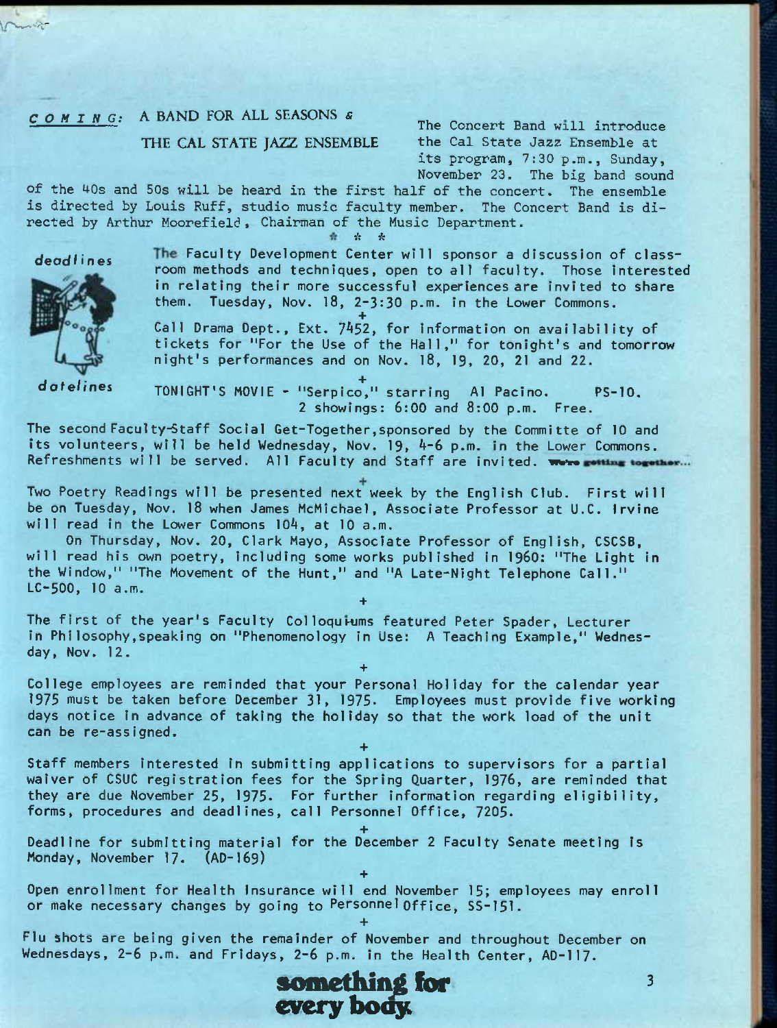## *COMING:* A BAND FOR ALL SEASONS & THE CAL STATE JAZZ ENSEMBLE

The Concert Band will introduce the Cal State Jazz Ensemble at its program, 7:30 p.m., Sunday, November 23. The big band sound of the 40s and 50s will be heard in the first half of the concert. The ensemble is directed by Louis Ruff, studio music faculty member. The Concert Band is directed by Arthur Moorefield, Chairman of the Music Department.

\* \* \*

*deadlines*

*datelines*

The Faculty Development Center will sponsor a discussion of classroom methods and techniques, open to all faculty. Those interested in relating their more successful experiences are invited to share them. Tuesday, Nov. 18, 2-3:30 p.m. in the Lower Commons.

+

Call Drama Dept., Ext. 7452, for information on availability of tickets for "For the Use of the Hall," for tonight's and tomorrow night's performances and on Nov. 18, 19, 20, 21 and 22.

+

TONIGHT'S MOVIE - "Serpico," starring Al Pacino. PS-10. 2 showings: 6:00 and 8:00 p.m. Free.

The second Faculty-Staff Social Get-Together, sponsored by the Committe of 10 and its volunteers, will be held Wednesday, Nov. 19, 4-6 p.m. in the Lower Commons. Refreshments will be served. All Faculty and Staff are invited. **We're getting together...**

+

Two Poetry Readings will be presented next week by the English Club. First will be on Tuesday, Nov. 18 when James McMichael, Associate Professor at U.C. Irvine will read in the Lower Commons 104, at 10 a.m.

On Thursday, Nov. 20, Clark Mayo, Associate Professor of English, CSCSB, will read his own poetry, including some works published in 1960: "The Light in the Window," "The Movement of the Hunt," and "A Late-Night Telephone Call." LC-500, 10 a.m.

+

The first of the year's Faculty Colloquiums featured Peter Spader, Lecturer in Philosophy, speaking on "Phenomenology in Use: A Teaching Example," Wednesday, Nov. 12.

+

College employees are reminded that your Personal Holiday for the calendar year 1975 must be taken before December 31, 1975. Employees must provide five working days notice in advance of taking the holiday so that the work load of the unit can be re-assigned.

+

Staff members interested in submitting applications to supervisors for a partial waiver of CSUC registration fees for the Spring Quarter, 1976, are reminded that they are due November 25, 1975. For further information regarding eligibility, forms, procedures and deadlines, call Personnel Office, 7205.

+

Deadline for submitting material for the December 2 Faculty Senate meeting is Monday, November 17. (AD-169)

+

Open enrollment for Health Insurance will end November 15; employees may enroll or make necessary changes by going to Personnel Office, SS-151.

+

Flu shots are being given the remainder of November and throughout December on Wednesdays, 2-6 p.m. and Fridays, 2-6 p.m. in the Health Center, AD-117.

**something for every body.**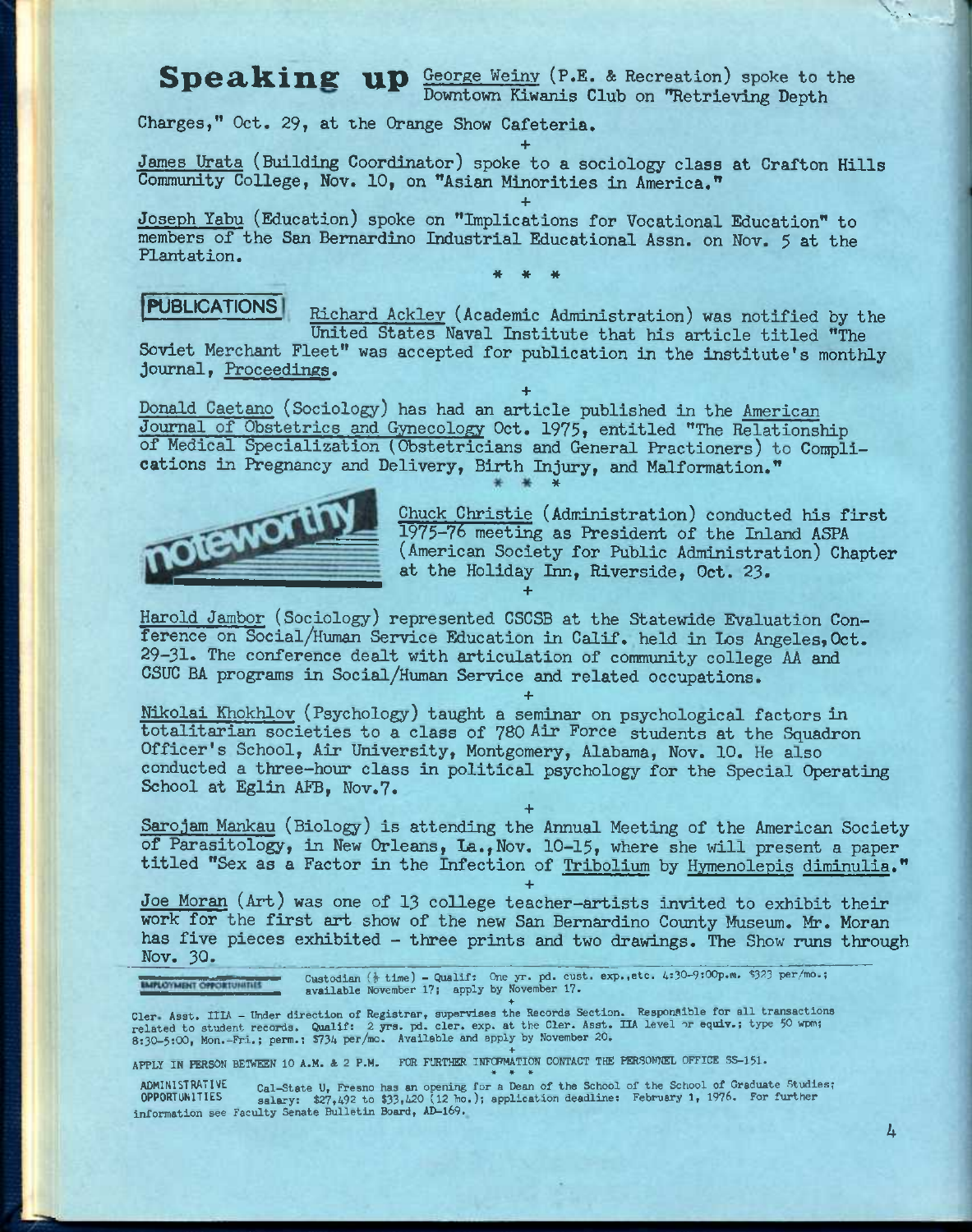## Speaking up

George Weiny (P.E. & Recreation) spoke to the Downtown Kiwanis Club on "Retrieving Depth Charges," Oct. 29, at the Orange Show Cafeteria.

+

James Urata (Building Coordinator) spoke to a sociology class at Crafton Hills Community College, Nov. 10, on "Asian Minorities in America."

+

Joseph Yabu (Education) spoke on "Implications for Vocational Education" to members of the San Bernardino Industrial Educational Assn. on Nov. 5 at the Plantation.

\* \* \*

## PUBLICATIONS

Richard Ackley (Academic Administration) was notified by the United States Naval Institute that his article titled "The Soviet Merchant Fleet" was accepted for publication in the institute's monthly journal, Proceedings.

+

Donald Caetano (Sociology) has had an article published in the American Journal of Obstetrics and Gynecology Oct. 1975, entitled "The Relationship of Medical Specialization (Obstetricians and General Practioners) to Complications in Pregnancy and Delivery, Birth Injury, and Malformation."

\* \* \*

## noteworthy

Chuck Christie (Administration) conducted his first 1975-76 meeting as President of the Inland ASPA (American Society for Public Administration) Chapter at the Holiday Inn, Riverside, Oct. 23.

+

Harold Jambor (Sociology) represented CSCSB at the Statewide Evaluation Conference on Social/Human Service Education in Calif. held in Los Angeles, Oct. 29-31. The conference dealt with articulation of community college AA and CSUC BA programs in Social/Human Service and related occupations.

+

Nikolai Khokhlov (Psychology) taught a seminar on psychological factors in totalitarian societies to a class of 780 Air Force students at the Squadron Officer's School, Air University, Montgomery, Alabama, Nov. 10. He also conducted a three-hour class in political psychology for the Special Operating School at Eglin AFB, Nov.7.

+

Sarojam Mankau (Biology) is attending the Annual Meeting of the American Society of Parasitology, in New Orleans, La., Nov. 10-15, where she will present a paper titled "Sex as a Factor in the Infection of *Tribolium* by *Hymenolepis diminulia*."

+

Joe Moran (Art) was one of 13 college teacher-artists invited to exhibit their work for the first art show of the new San Bernardino County Museum. Mr. Moran has five pieces exhibited - three prints and two drawings. The Show runs through Nov. 30.

**EMPLOYMENT OPPORTUNITIES**

Custodian (½ time) - Qualif: One yr. pd. cust. exp., etc. 4:30-9:00p.m. $323 per/mo.; available November 17; apply by November 17.

+

Cler. Asst. IIIA - Under direction of Registrar, supervises the Records Section. Responsible for all transactions related to student records. Qualif: 2 yrs. pd. cler. exp. at the Cler. Asst. IIA level or equiv.; type 50 wpm; 8:30-5:00, Mon.-Fri.; perm.: $734 per/mo. Available and apply by November 20.

+

APPLY IN PERSON BETWEEN 10 A.M. & 2 P.M. FOR FURTHER INFORMATION CONTACT THE PERSONNEL OFFICE SS-151.

\* \* \*

**ADMINISTRATIVE OPPORTUNITIES**

Cal-State U, Fresno has an opening for a Dean of the School of Graduate Studies; salary: $27,492 to $33,420 (12 mo.); application deadline: February 1, 1976. For further information see Faculty Senate Bulletin Board, AD-169.